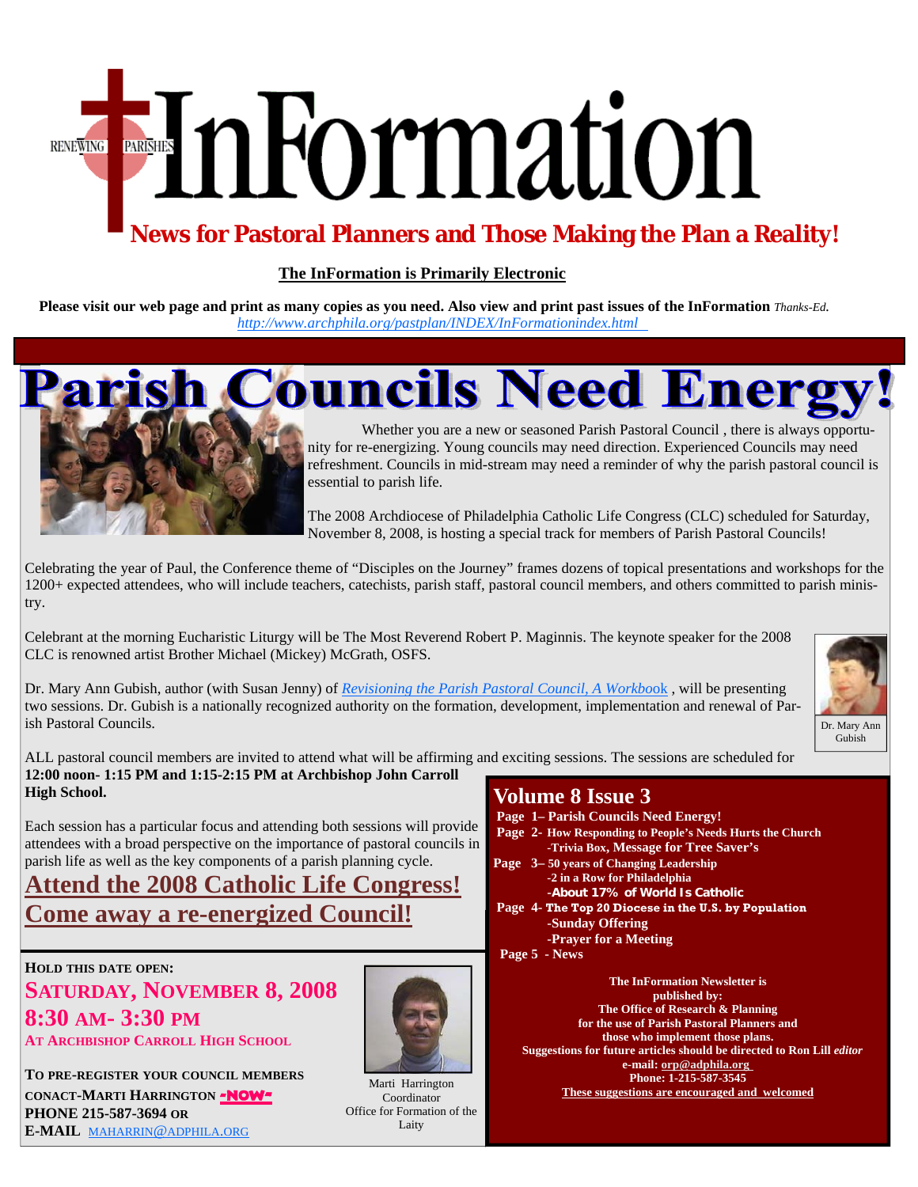# InFormation

RENEWING PARISHES

**News for Pastoral Planners and Those Making the Plan a Reality!**

**The InFormation is Primarily Electronic**

**Please visit our web page and print as many copies as you need. Also view and print past issues of the InFormation** *Thanks-Ed.*
*http://www.archphila.org/pastplan/INDEX/InFormationindex.html*

# Parish Councils Need Energy!

Whether you are a new or seasoned Parish Pastoral Council , there is always opportunity for re-energizing. Young councils may need direction. Experienced Councils may need refreshment. Councils in mid-stream may need a reminder of why the parish pastoral council is essential to parish life.

The 2008 Archdiocese of Philadelphia Catholic Life Congress (CLC) scheduled for Saturday, November 8, 2008, is hosting a special track for members of Parish Pastoral Councils!

Celebrating the year of Paul, the Conference theme of "Disciples on the Journey" frames dozens of topical presentations and workshops for the 1200+ expected attendees, who will include teachers, catechists, parish staff, pastoral council members, and others committed to parish ministry.

Celebrant at the morning Eucharistic Liturgy will be The Most Reverend Robert P. Maginnis. The keynote speaker for the 2008 CLC is renowned artist Brother Michael (Mickey) McGrath, OSFS.

Dr. Mary Ann Gubish, author (with Susan Jenny) of *Revisioning the Parish Pastoral Council, A Workbook* , will be presenting two sessions. Dr. Gubish is a nationally recognized authority on the formation, development, implementation and renewal of Parish Pastoral Councils.

Dr. Mary Ann Gubish

ALL pastoral council members are invited to attend what will be affirming and exciting sessions. The sessions are scheduled for **12:00 noon- 1:15 PM and 1:15-2:15 PM at Archbishop John Carroll High School.**

Each session has a particular focus and attending both sessions will provide attendees with a broad perspective on the importance of pastoral councils in parish life as well as the key components of a parish planning cycle.

## Attend the 2008 Catholic Life Congress!
## Come away a re-energized Council!

**HOLD THIS DATE OPEN:**

**SATURDAY, NOVEMBER 8, 2008**
**8:30 AM- 3:30 PM**
**AT ARCHBISHOP CARROLL HIGH SCHOOL**

**TO PRE-REGISTER YOUR COUNCIL MEMBERS CONACT-MARTI HARRINGTON -NOW-**
**PHONE 215-587-3694 OR**
**E-MAIL** MAHARRIN@ADPHILA.ORG

Marti Harrington
Coordinator
Office for Formation of the Laity

## Volume 8 Issue 3

- **Page 1– Parish Councils Need Energy!**
- **Page 2- How Responding to People's Needs Hurts the Church**
  - **-Trivia Box, Message for Tree Saver's**
- **Page 3– 50 years of Changing Leadership**
  - **-2 in a Row for Philadelphia**
  - **-About 17% of World Is Catholic**
- **Page 4- The Top 20 Diocese in the U.S. by Population**
  - **-Sunday Offering**
  - **-Prayer for a Meeting**
- **Page 5 - News**

**The InFormation Newsletter is published by:**
**The Office of Research & Planning**
**for the use of Parish Pastoral Planners and those who implement those plans.**
**Suggestions for future articles should be directed to Ron Lill** ***editor***
**e-mail: orp@adphila.org**
**Phone: 1-215-587-3545**
**These suggestions are encouraged and welcomed**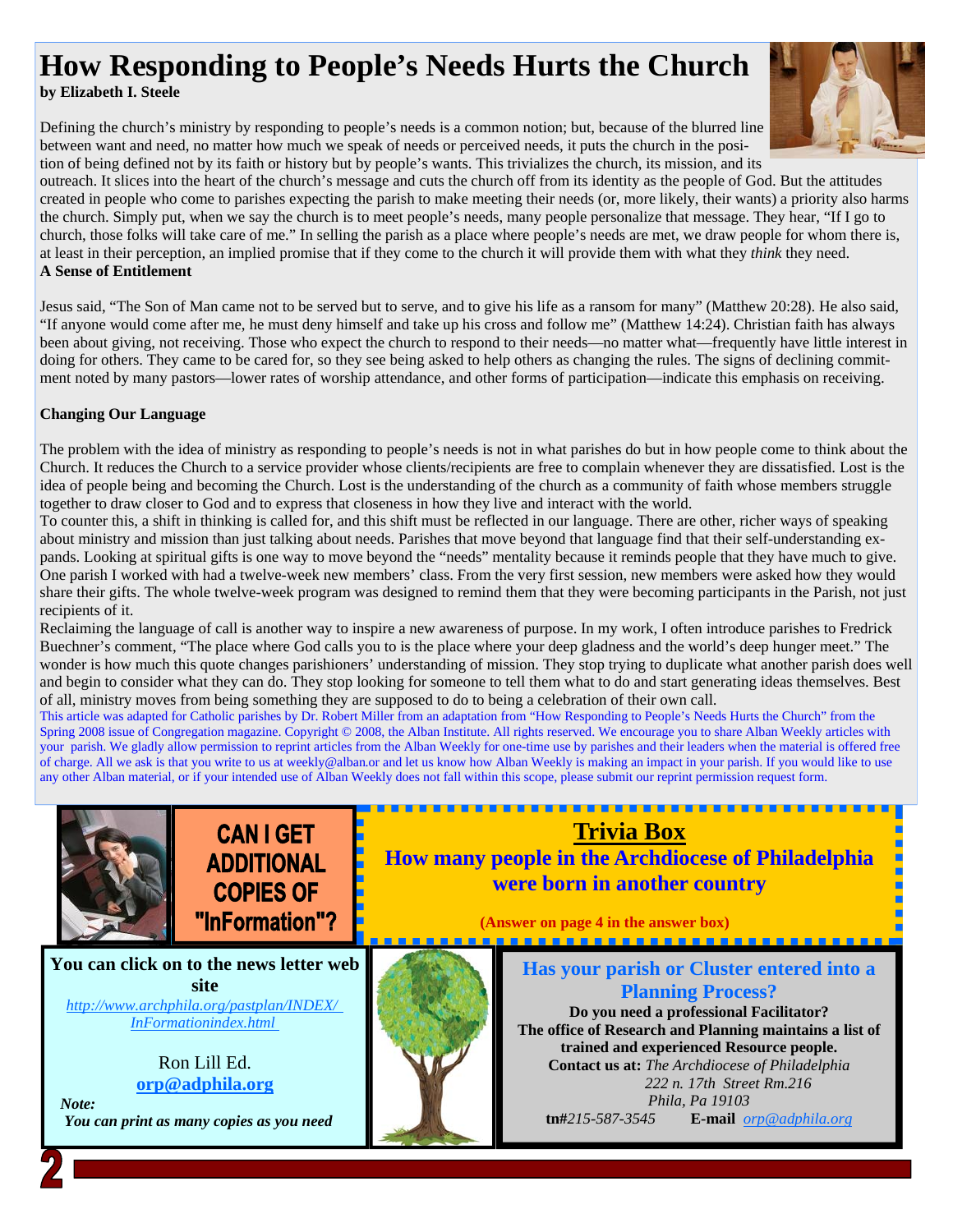# How Responding to People's Needs Hurts the Church

**by Elizabeth I. Steele**

Defining the church's ministry by responding to people's needs is a common notion; but, because of the blurred line between want and need, no matter how much we speak of needs or perceived needs, it puts the church in the position of being defined not by its faith or history but by people's wants. This trivializes the church, its mission, and its outreach. It slices into the heart of the church's message and cuts the church off from its identity as the people of God. But the attitudes created in people who come to parishes expecting the parish to make meeting their needs (or, more likely, their wants) a priority also harms the church. Simply put, when we say the church is to meet people's needs, many people personalize that message. They hear, "If I go to church, those folks will take care of me." In selling the parish as a place where people's needs are met, we draw people for whom there is, at least in their perception, an implied promise that if they come to the church it will provide them with what they *think* they need.

**A Sense of Entitlement**

Jesus said, "The Son of Man came not to be served but to serve, and to give his life as a ransom for many" (Matthew 20:28). He also said, "If anyone would come after me, he must deny himself and take up his cross and follow me" (Matthew 14:24). Christian faith has always been about giving, not receiving. Those who expect the church to respond to their needs—no matter what—frequently have little interest in doing for others. They came to be cared for, so they see being asked to help others as changing the rules. The signs of declining commitment noted by many pastors—lower rates of worship attendance, and other forms of participation—indicate this emphasis on receiving.

**Changing Our Language**

The problem with the idea of ministry as responding to people's needs is not in what parishes do but in how people come to think about the Church. It reduces the Church to a service provider whose clients/recipients are free to complain whenever they are dissatisfied. Lost is the idea of people being and becoming the Church. Lost is the understanding of the church as a community of faith whose members struggle together to draw closer to God and to express that closeness in how they live and interact with the world.

To counter this, a shift in thinking is called for, and this shift must be reflected in our language. There are other, richer ways of speaking about ministry and mission than just talking about needs. Parishes that move beyond that language find that their self-understanding expands. Looking at spiritual gifts is one way to move beyond the "needs" mentality because it reminds people that they have much to give. One parish I worked with had a twelve-week new members' class. From the very first session, new members were asked how they would share their gifts. The whole twelve-week program was designed to remind them that they were becoming participants in the Parish, not just recipients of it.

Reclaiming the language of call is another way to inspire a new awareness of purpose. In my work, I often introduce parishes to Fredrick Buechner's comment, "The place where God calls you to is the place where your deep gladness and the world's deep hunger meet." The wonder is how much this quote changes parishioners' understanding of mission. They stop trying to duplicate what another parish does well and begin to consider what they can do. They stop looking for someone to tell them what to do and start generating ideas themselves. Best of all, ministry moves from being something they are supposed to do to being a celebration of their own call.

This article was adapted for Catholic parishes by Dr. Robert Miller from an adaptation from "How Responding to People's Needs Hurts the Church" from the Spring 2008 issue of Congregation magazine. Copyright © 2008, the Alban Institute. All rights reserved. We encourage you to share Alban Weekly articles with your parish. We gladly allow permission to reprint articles from the Alban Weekly for one-time use by parishes and their leaders when the material is offered free of charge. All we ask is that you write to us at weekly@alban.or and let us know how Alban Weekly is making an impact in your parish. If you would like to use any other Alban material, or if your intended use of Alban Weekly does not fall within this scope, please submit our reprint permission request form.

## CAN I GET ADDITIONAL COPIES OF "InFormation"?

**You can click on to the news letter web site**

*http://www.archphila.org/pastplan/INDEX/InFormationindex.html*

Ron Lill Ed.

**orp@adphila.org**

***Note:***

***You can print as many copies as you need***

## Trivia Box

**How many people in the Archdiocese of Philadelphia were born in another country**

**(Answer on page 4 in the answer box)**

## Has your parish or Cluster entered into a Planning Process?

**Do you need a professional Facilitator?**

**The office of Research and Planning maintains a list of trained and experienced Resource people.**

**Contact us at:** *The Archdiocese of Philadelphia*
*222 n. 17th Street Rm.216*
*Phila, Pa 19103*

**tn#***215-587-3545* **E-mail** *orp@adphila.org*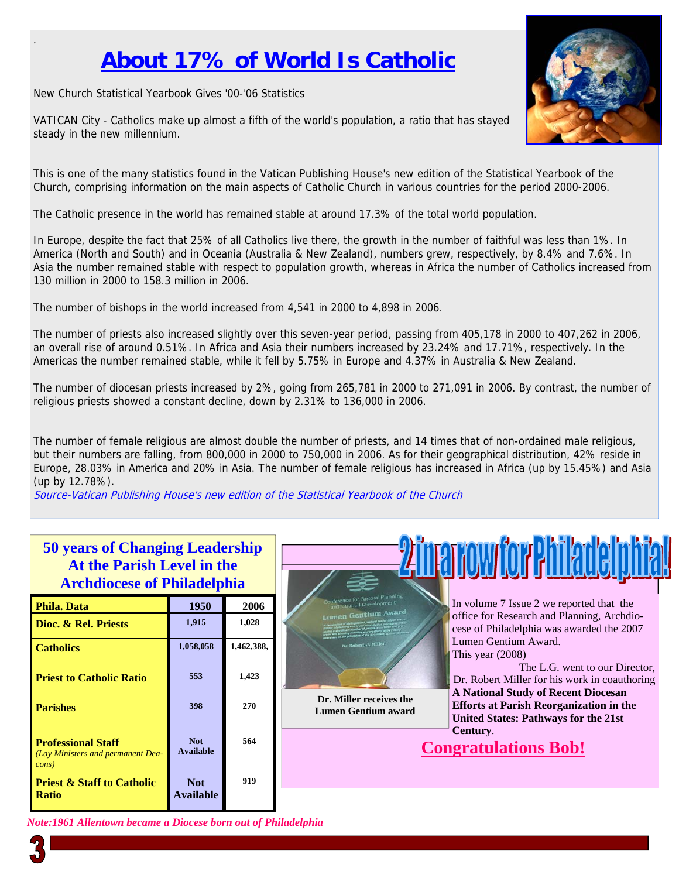# About 17% of World Is Catholic

New Church Statistical Yearbook Gives '00-'06 Statistics

VATICAN City - Catholics make up almost a fifth of the world's population, a ratio that has stayed steady in the new millennium.

This is one of the many statistics found in the Vatican Publishing House's new edition of the Statistical Yearbook of the Church, comprising information on the main aspects of Catholic Church in various countries for the period 2000-2006.

The Catholic presence in the world has remained stable at around 17.3% of the total world population.

In Europe, despite the fact that 25% of all Catholics live there, the growth in the number of faithful was less than 1%. In America (North and South) and in Oceania (Australia & New Zealand), numbers grew, respectively, by 8.4% and 7.6%. In Asia the number remained stable with respect to population growth, whereas in Africa the number of Catholics increased from 130 million in 2000 to 158.3 million in 2006.

The number of bishops in the world increased from 4,541 in 2000 to 4,898 in 2006.

The number of priests also increased slightly over this seven-year period, passing from 405,178 in 2000 to 407,262 in 2006, an overall rise of around 0.51%. In Africa and Asia their numbers increased by 23.24% and 17.71%, respectively. In the Americas the number remained stable, while it fell by 5.75% in Europe and 4.37% in Australia & New Zealand.

The number of diocesan priests increased by 2%, going from 265,781 in 2000 to 271,091 in 2006. By contrast, the number of religious priests showed a constant decline, down by 2.31% to 136,000 in 2006.

The number of female religious are almost double the number of priests, and 14 times that of non-ordained male religious, but their numbers are falling, from 800,000 in 2000 to 750,000 in 2006. As for their geographical distribution, 42% reside in Europe, 28.03% in America and 20% in Asia. The number of female religious has increased in Africa (up by 15.45%) and Asia (up by 12.78%).

*Source-Vatican Publishing House's new edition of the Statistical Yearbook of the Church*

## 50 years of Changing Leadership At the Parish Level in the Archdiocese of Philadelphia

| Phila. Data | 1950 | 2006 |
|---|---|---|
| **Dioc. & Rel. Priests** | 1,915 | 1,028 |
| **Catholics** | 1,058,058 | 1,462,388, |
| **Priest to Catholic Ratio** | 553 | 1,423 |
| **Parishes** | 398 | 270 |
| **Professional Staff** *(Lay Ministers and permanent Deacons)* | Not Available | 564 |
| **Priest & Staff to Catholic Ratio** | Not Available | 919 |

*Note:1961 Allentown became a Diocese born out of Philadelphia*

## 2 in a row for Philadelphia!

**Dr. Miller receives the Lumen Gentium award**

In volume 7 Issue 2 we reported that the office for Research and Planning, Archdiocese of Philadelphia was awarded the 2007 Lumen Gentium Award.

This year (2008)

The L.G. went to our Director, Dr. Robert Miller for his work in coauthoring **A National Study of Recent Diocesan Efforts at Parish Reorganization in the United States: Pathways for the 21st Century**.

**Congratulations Bob!**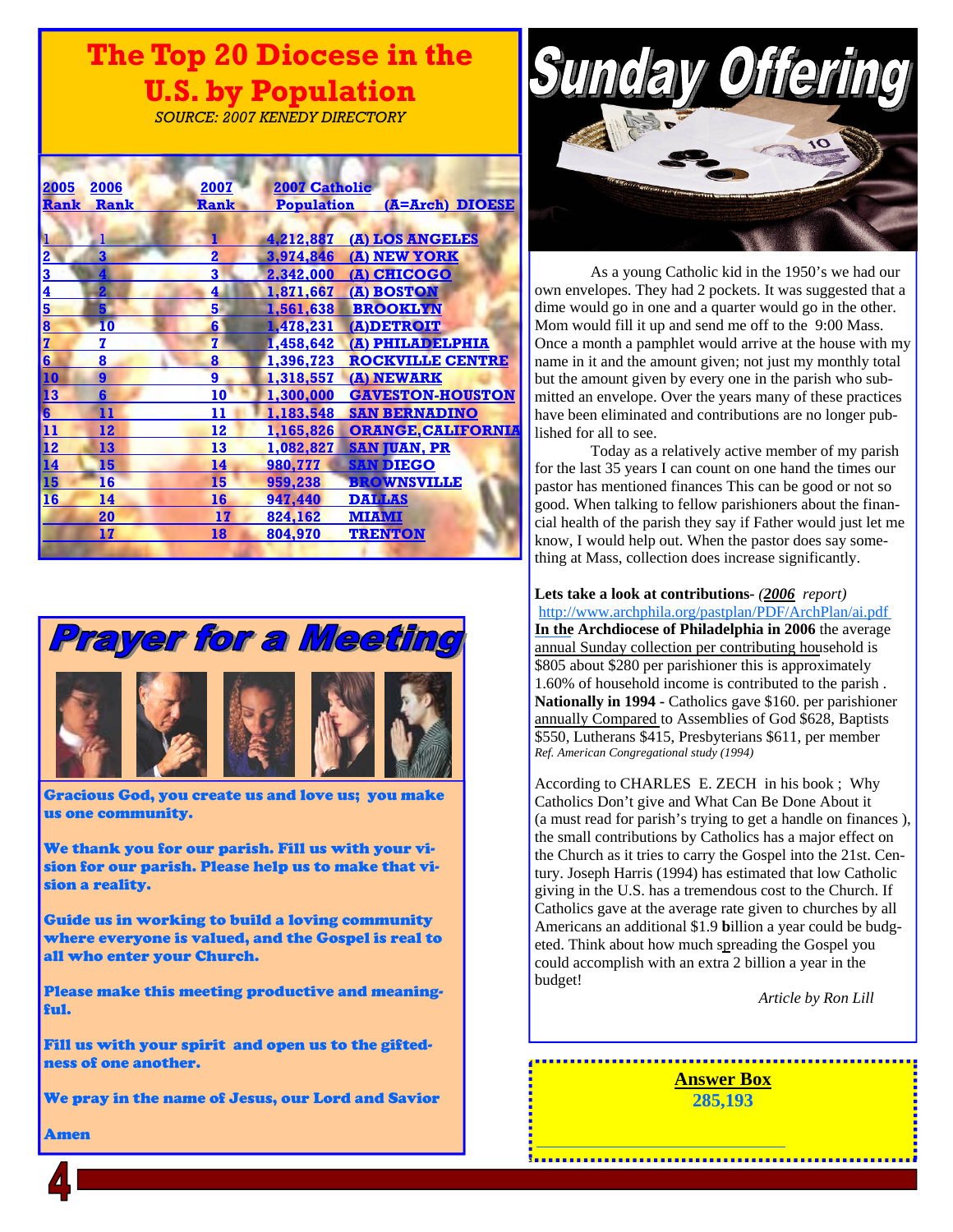# The Top 20 Diocese in the U.S. by Population

*SOURCE: 2007 KENEDY DIRECTORY*

| 2005 Rank | 2006 Rank | 2007 Rank | 2007 Catholic Population | (A=Arch) DIOESE |
|---|---|---|---|---|
| 1 | 1 | 1 | 4,212,887 | (A) LOS ANGELES |
| 2 | 3 | 2 | 3,974,846 | (A) NEW YORK |
| 3 | 4 | 3 | 2,342,000 | (A) CHICOGO |
| 4 | 2 | 4 | 1,871,667 | (A) BOSTON |
| 5 | 5 | 5 | 1,561,638 | BROOKLYN |
| 8 | 10 | 6 | 1,478,231 | (A)DETROIT |
| 7 | 7 | 7 | 1,458,642 | (A) PHILADELPHIA |
| 6 | 8 | 8 | 1,396,723 | ROCKVILLE CENTRE |
| 10 | 9 | 9 | 1,318,557 | (A) NEWARK |
| 13 | 6 | 10 | 1,300,000 | GAVESTON-HOUSTON |
| 6 | 11 | 11 | 1,183,548 | SAN BERNADINO |
| 11 | 12 | 12 | 1,165,826 | ORANGE,CALIFORNIA |
| 12 | 13 | 13 | 1,082,827 | SAN JUAN, PR |
| 14 | 15 | 14 | 980,777 | SAN DIEGO |
| 15 | 16 | 15 | 959,238 | BROWNSVILLE |
| 16 | 14 | 16 | 947,440 | DALLAS |
| | 20 | 17 | 824,162 | MIAMI |
| | 17 | 18 | 804,970 | TRENTON |

# Prayer for a Meeting

**Gracious God, you create us and love us; you make us one community.**

**We thank you for our parish. Fill us with your vision for our parish. Please help us to make that vision a reality.**

**Guide us in working to build a loving community where everyone is valued, and the Gospel is real to all who enter your Church.**

**Please make this meeting productive and meaningful.**

**Fill us with your spirit and open us to the giftedness of one another.**

**We pray in the name of Jesus, our Lord and Savior**

**Amen**

# Sunday Offering

As a young Catholic kid in the 1950's we had our own envelopes. They had 2 pockets. It was suggested that a dime would go in one and a quarter would go in the other. Mom would fill it up and send me off to the 9:00 Mass. Once a month a pamphlet would arrive at the house with my name in it and the amount given; not just my monthly total but the amount given by every one in the parish who submitted an envelope. Over the years many of these practices have been eliminated and contributions are no longer published for all to see.

Today as a relatively active member of my parish for the last 35 years I can count on one hand the times our pastor has mentioned finances This can be good or not so good. When talking to fellow parishioners about the financial health of the parish they say if Father would just let me know, I would help out. When the pastor does say something at Mass, collection does increase significantly.

**Lets take a look at contributions**- *(2006 report)*
http://www.archphila.org/pastplan/PDF/ArchPlan/ai.pdf
**In the Archdiocese of Philadelphia in 2006** the average annual Sunday collection per contributing household is $805 about $280 per parishioner this is approximately 1.60% of household income is contributed to the parish . **Nationally in 1994 -** Catholics gave $160. per parishioner annually Compared to Assemblies of God $628, Baptists $550, Lutherans $415, Presbyterians $611, per member
*Ref. American Congregational study (1994)*

According to CHARLES E. ZECH in his book ; Why Catholics Don't give and What Can Be Done About it (a must read for parish's trying to get a handle on finances ), the small contributions by Catholics has a major effect on the Church as it tries to carry the Gospel into the 21st. Century. Joseph Harris (1994) has estimated that low Catholic giving in the U.S. has a tremendous cost to the Church. If Catholics gave at the average rate given to churches by all Americans an additional $1.9 **b**illion a year could be budgeted. Think about how much spreading the Gospel you could accomplish with an extra 2 billion a year in the budget!

*Article by Ron Lill*

**Answer Box**
**285,193**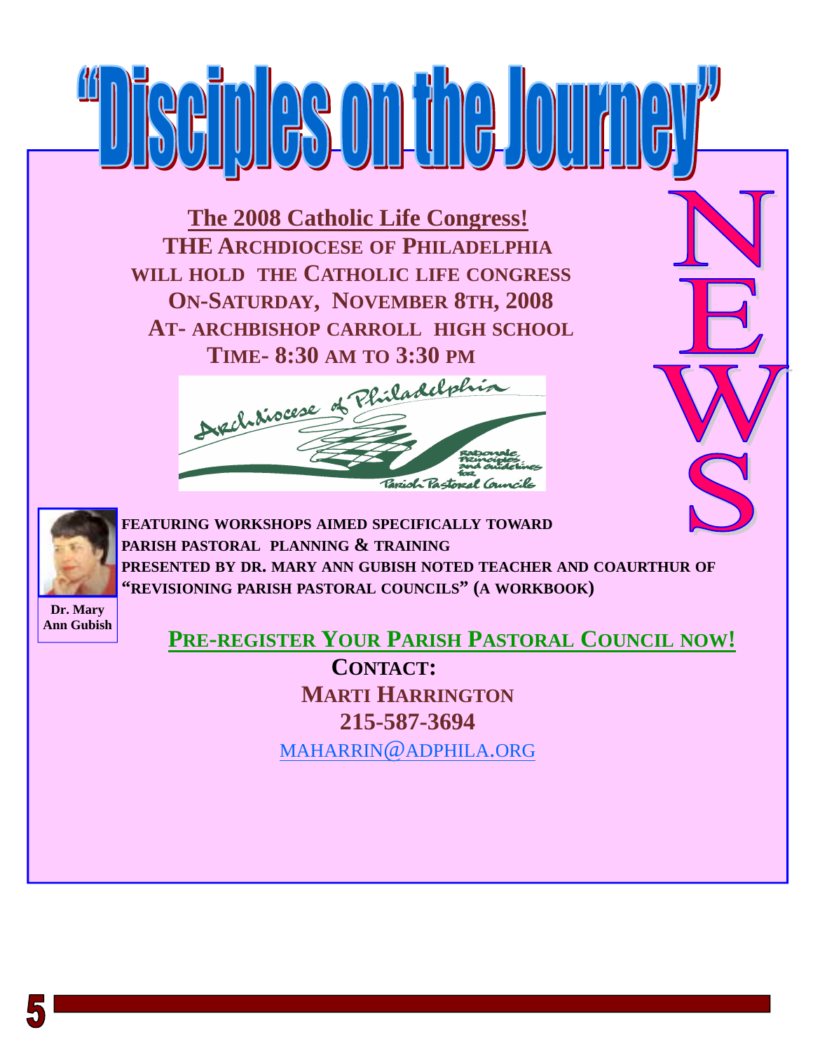# "Disciples on the Journey"

## NEWS

**The 2008 Catholic Life Congress!**

**THE ARCHDIOCESE OF PHILADELPHIA WILL HOLD THE CATHOLIC LIFE CONGRESS ON-SATURDAY, NOVEMBER 8TH, 2008 AT- ARCHBISHOP CARROLL HIGH SCHOOL TIME- 8:30 AM TO 3:30 PM**

Archdiocese of Philadelphia

Rationale, Principles, and Guidelines for Parish Pastoral Councils

**FEATURING WORKSHOPS AIMED SPECIFICALLY TOWARD PARISH PASTORAL PLANNING & TRAINING PRESENTED BY DR. MARY ANN GUBISH NOTED TEACHER AND COAURTHUR OF "REVISIONING PARISH PASTORAL COUNCILS" (A WORKBOOK)**

**Dr. Mary Ann Gubish**

**PRE-REGISTER YOUR PARISH PASTORAL COUNCIL NOW!**

**CONTACT:**

**MARTI HARRINGTON**

**215-587-3694**

MAHARRIN@ADPHILA.ORG